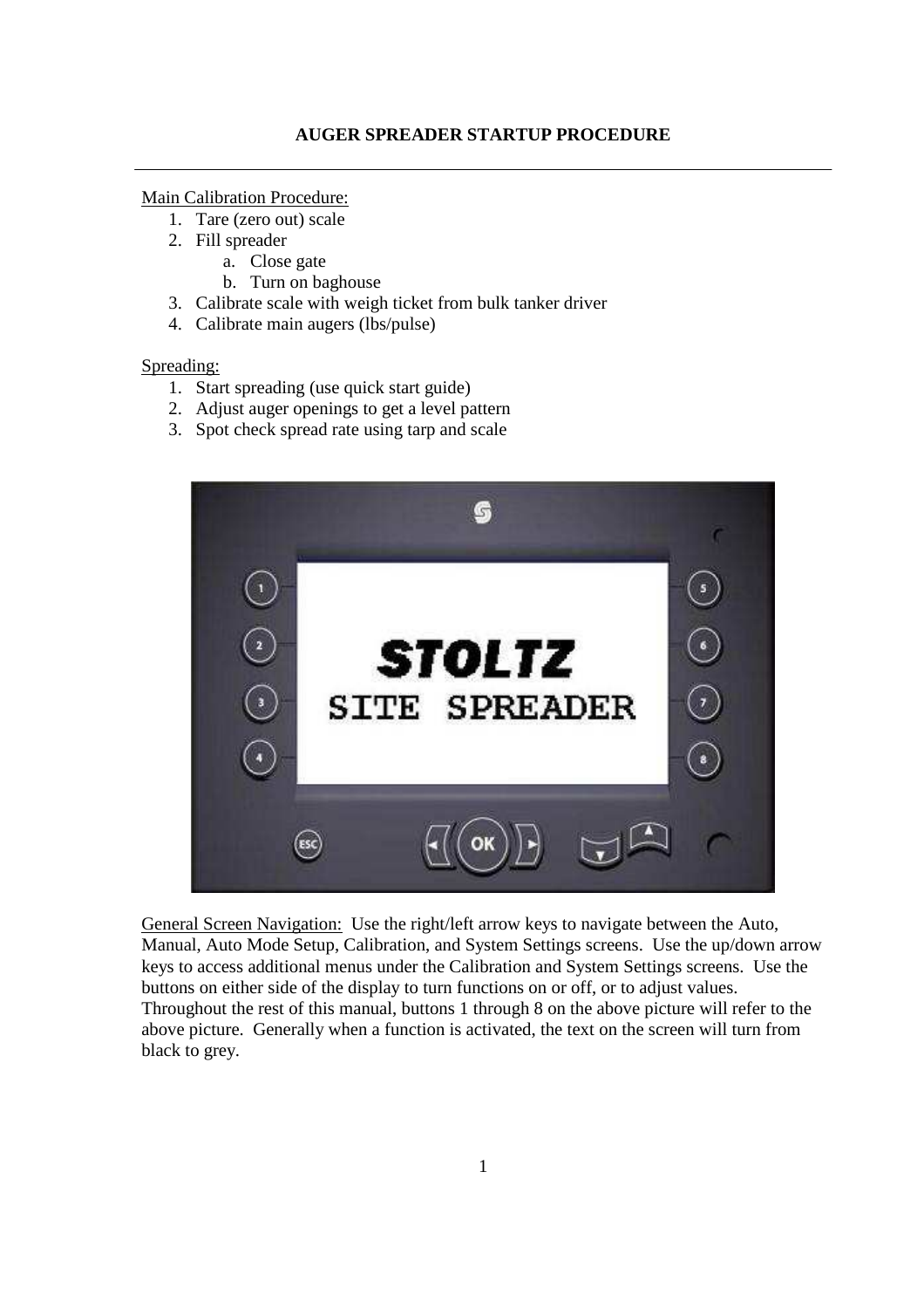## AUGER SPREADER STARTUP PROCEDURE

<u>Main Calibration Procedure:</u>

1. Tare (zero out) scale
2. Fill spreader
   a. Close gate
   b. Turn on baghouse
3. Calibrate scale with weigh ticket from bulk tanker driver
4. Calibrate main augers (lbs/pulse)

<u>Spreading:</u>

1. Start spreading (use quick start guide)
2. Adjust auger openings to get a level pattern
3. Spot check spread rate using tarp and scale

<u>General Screen Navigation:</u> Use the right/left arrow keys to navigate between the Auto, Manual, Auto Mode Setup, Calibration, and System Settings screens. Use the up/down arrow keys to access additional menus under the Calibration and System Settings screens. Use the buttons on either side of the display to turn functions on or off, or to adjust values. Throughout the rest of this manual, buttons 1 through 8 on the above picture will refer to the above picture. Generally when a function is activated, the text on the screen will turn from black to grey.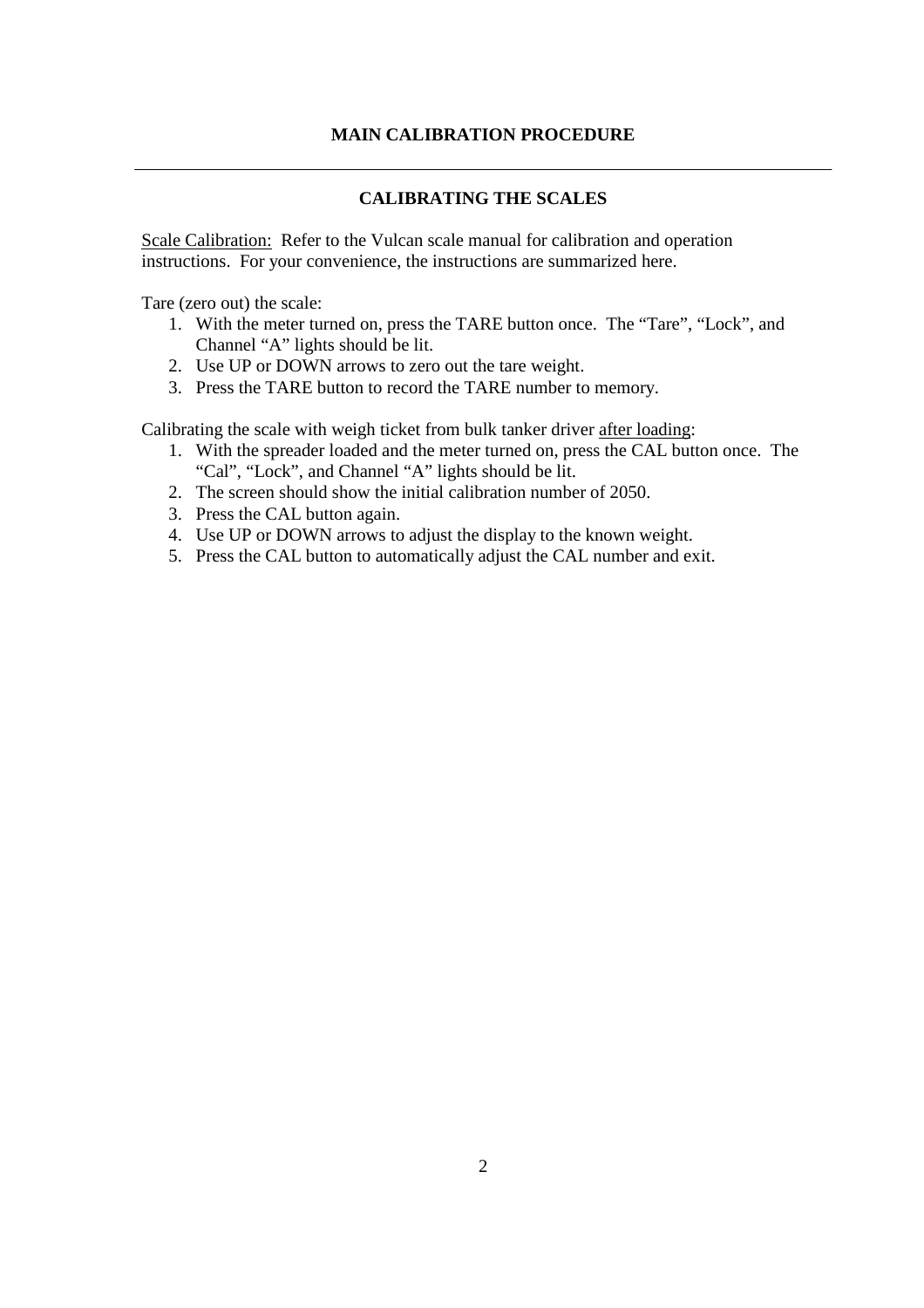## MAIN CALIBRATION PROCEDURE

---

### CALIBRATING THE SCALES

Scale Calibration: Refer to the Vulcan scale manual for calibration and operation instructions. For your convenience, the instructions are summarized here.

Tare (zero out) the scale:

1. With the meter turned on, press the TARE button once. The "Tare", "Lock", and Channel "A" lights should be lit.
2. Use UP or DOWN arrows to zero out the tare weight.
3. Press the TARE button to record the TARE number to memory.

Calibrating the scale with weigh ticket from bulk tanker driver after loading:

1. With the spreader loaded and the meter turned on, press the CAL button once. The "Cal", "Lock", and Channel "A" lights should be lit.
2. The screen should show the initial calibration number of 2050.
3. Press the CAL button again.
4. Use UP or DOWN arrows to adjust the display to the known weight.
5. Press the CAL button to automatically adjust the CAL number and exit.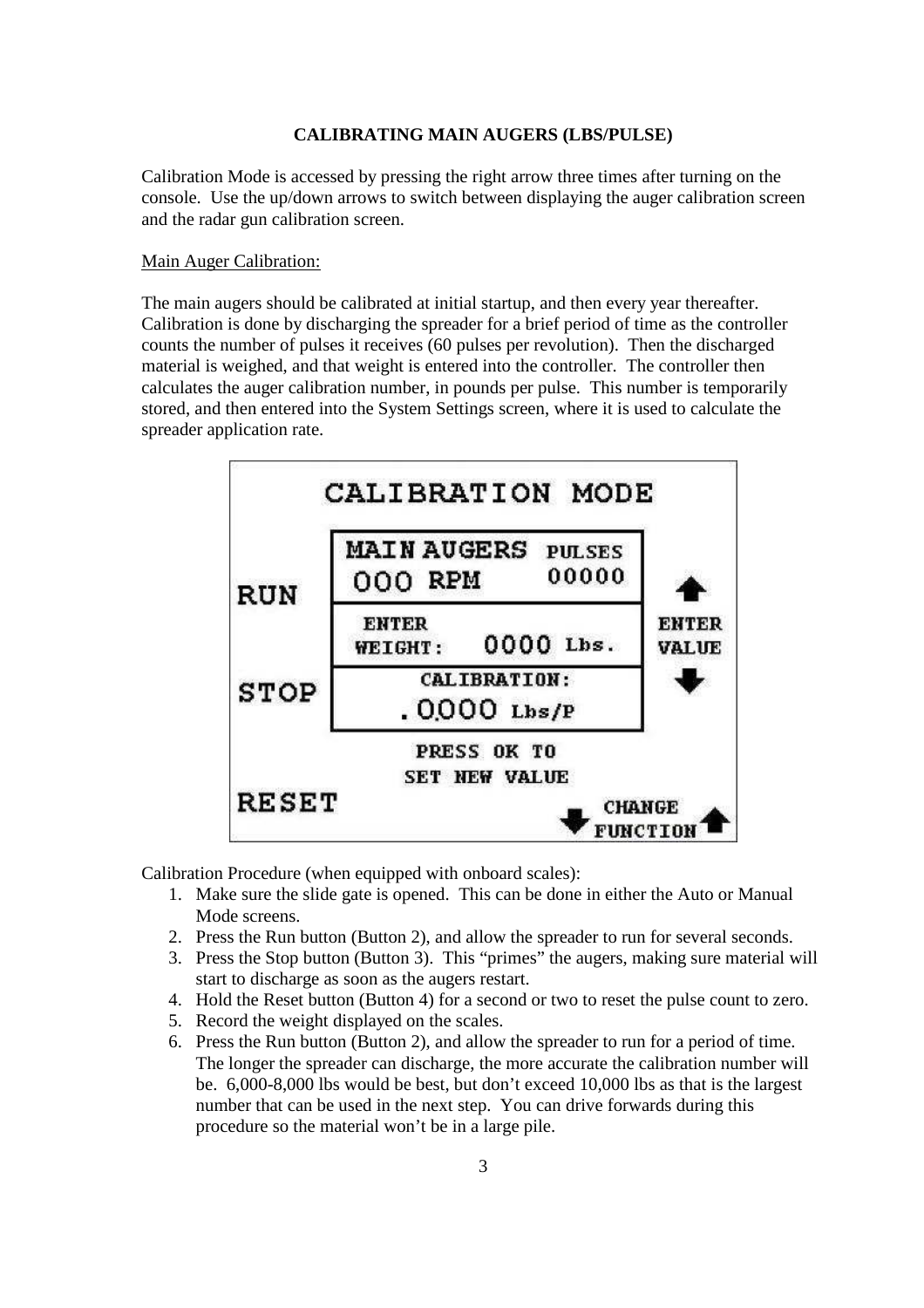## CALIBRATING MAIN AUGERS (LBS/PULSE)

Calibration Mode is accessed by pressing the right arrow three times after turning on the console. Use the up/down arrows to switch between displaying the auger calibration screen and the radar gun calibration screen.

Main Auger Calibration:

The main augers should be calibrated at initial startup, and then every year thereafter. Calibration is done by discharging the spreader for a brief period of time as the controller counts the number of pulses it receives (60 pulses per revolution). Then the discharged material is weighed, and that weight is entered into the controller. The controller then calculates the auger calibration number, in pounds per pulse. This number is temporarily stored, and then entered into the System Settings screen, where it is used to calculate the spreader application rate.

Calibration Procedure (when equipped with onboard scales):

1. Make sure the slide gate is opened. This can be done in either the Auto or Manual Mode screens.
2. Press the Run button (Button 2), and allow the spreader to run for several seconds.
3. Press the Stop button (Button 3). This "primes" the augers, making sure material will start to discharge as soon as the augers restart.
4. Hold the Reset button (Button 4) for a second or two to reset the pulse count to zero.
5. Record the weight displayed on the scales.
6. Press the Run button (Button 2), and allow the spreader to run for a period of time. The longer the spreader can discharge, the more accurate the calibration number will be. 6,000-8,000 lbs would be best, but don't exceed 10,000 lbs as that is the largest number that can be used in the next step. You can drive forwards during this procedure so the material won't be in a large pile.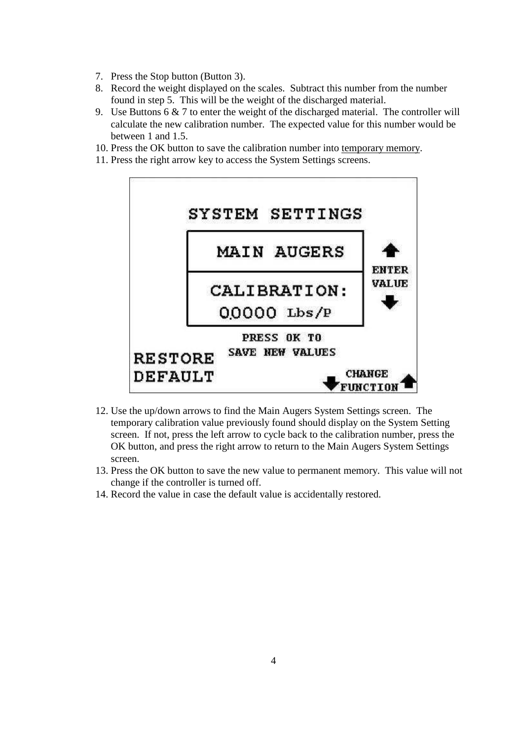7. Press the Stop button (Button 3).
8. Record the weight displayed on the scales. Subtract this number from the number found in step 5. This will be the weight of the discharged material.
9. Use Buttons 6 & 7 to enter the weight of the discharged material. The controller will calculate the new calibration number. The expected value for this number would be between 1 and 1.5.
10. Press the OK button to save the calibration number into temporary memory.
11. Press the right arrow key to access the System Settings screens.

SYSTEM SETTINGS

MAIN AUGERS

CALIBRATION:
0.0000 Lbs/P

ENTER VALUE

PRESS OK TO SAVE NEW VALUES

RESTORE DEFAULT

CHANGE FUNCTION

12. Use the up/down arrows to find the Main Augers System Settings screen. The temporary calibration value previously found should display on the System Setting screen. If not, press the left arrow to cycle back to the calibration number, press the OK button, and press the right arrow to return to the Main Augers System Settings screen.
13. Press the OK button to save the new value to permanent memory. This value will not change if the controller is turned off.
14. Record the value in case the default value is accidentally restored.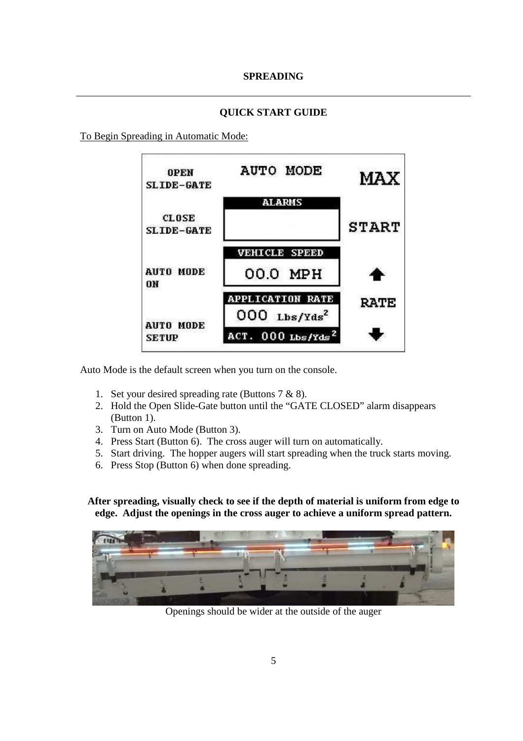## SPREADING

---

### QUICK START GUIDE

To Begin Spreading in Automatic Mode:

Auto Mode is the default screen when you turn on the console.

1. Set your desired spreading rate (Buttons 7 & 8).
2. Hold the Open Slide-Gate button until the "GATE CLOSED" alarm disappears (Button 1).
3. Turn on Auto Mode (Button 3).
4. Press Start (Button 6). The cross auger will turn on automatically.
5. Start driving. The hopper augers will start spreading when the truck starts moving.
6. Press Stop (Button 6) when done spreading.

**After spreading, visually check to see if the depth of material is uniform from edge to edge. Adjust the openings in the cross auger to achieve a uniform spread pattern.**

Openings should be wider at the outside of the auger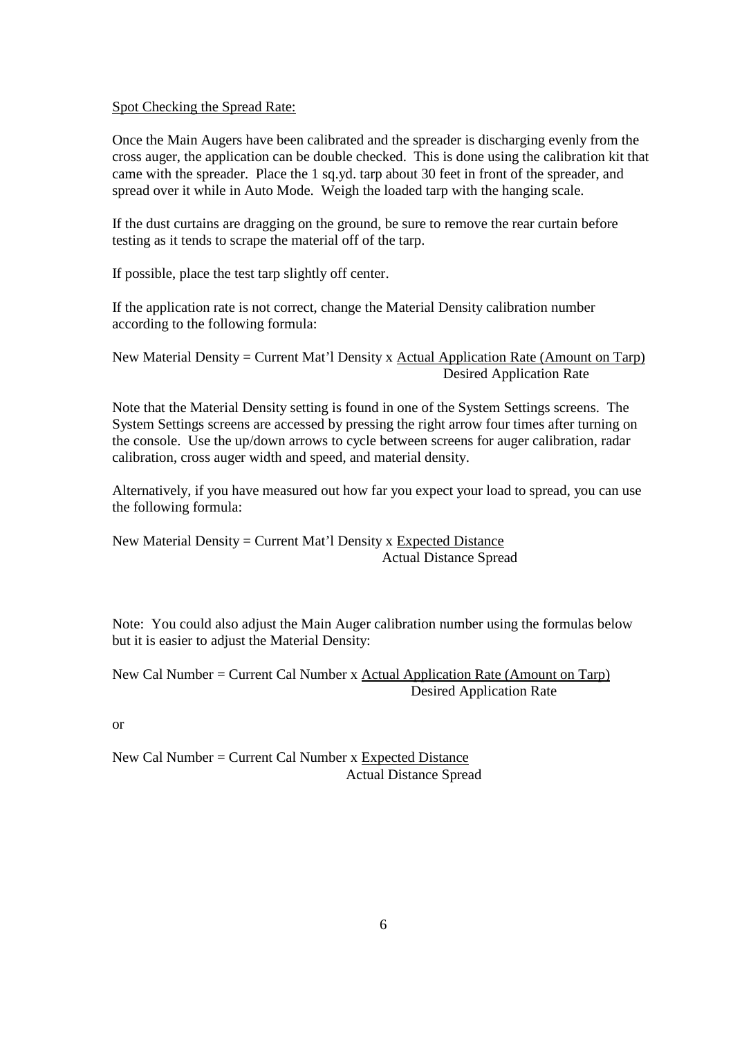## Spot Checking the Spread Rate:

Once the Main Augers have been calibrated and the spreader is discharging evenly from the cross auger, the application can be double checked. This is done using the calibration kit that came with the spreader. Place the 1 sq.yd. tarp about 30 feet in front of the spreader, and spread over it while in Auto Mode. Weigh the loaded tarp with the hanging scale.

If the dust curtains are dragging on the ground, be sure to remove the rear curtain before testing as it tends to scrape the material off of the tarp.

If possible, place the test tarp slightly off center.

If the application rate is not correct, change the Material Density calibration number according to the following formula:

$$\text{New Material Density} = \text{Current Mat'l Density} \times \frac{\text{Actual Application Rate (Amount on Tarp)}}{\text{Desired Application Rate}}$$

Note that the Material Density setting is found in one of the System Settings screens. The System Settings screens are accessed by pressing the right arrow four times after turning on the console. Use the up/down arrows to cycle between screens for auger calibration, radar calibration, cross auger width and speed, and material density.

Alternatively, if you have measured out how far you expect your load to spread, you can use the following formula:

$$\text{New Material Density} = \text{Current Mat'l Density} \times \frac{\text{Expected Distance}}{\text{Actual Distance Spread}}$$

Note: You could also adjust the Main Auger calibration number using the formulas below but it is easier to adjust the Material Density:

$$\text{New Cal Number} = \text{Current Cal Number} \times \frac{\text{Actual Application Rate (Amount on Tarp)}}{\text{Desired Application Rate}}$$

or

$$\text{New Cal Number} = \text{Current Cal Number} \times \frac{\text{Expected Distance}}{\text{Actual Distance Spread}}$$